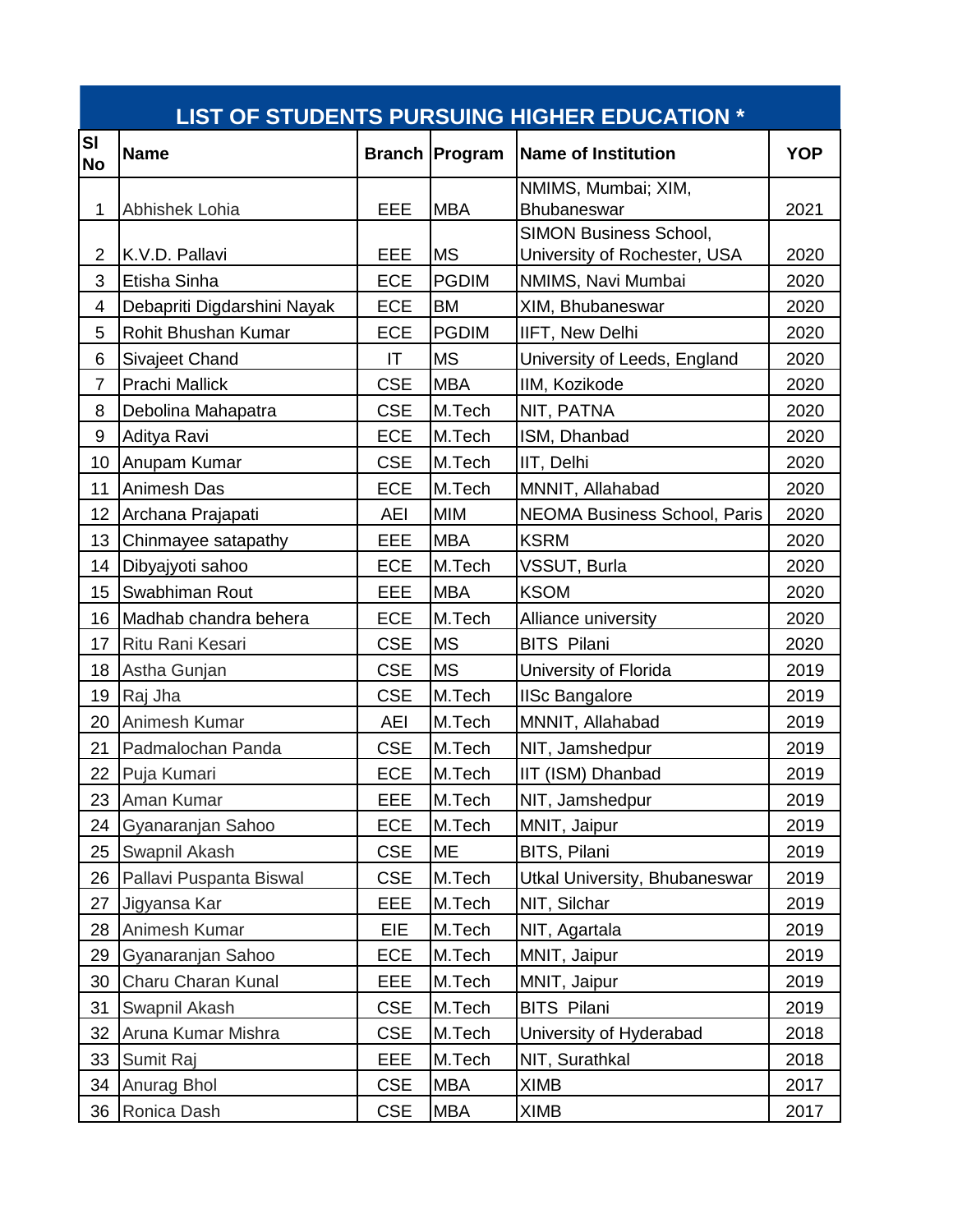# LIST OF STUDENTS PURSUING HIGHER EDUCATION *

| Sl No | Name | Branch | Program | Name of Institution | YOP |
|---|---|---|---|---|---|
| 1 | Abhishek Lohia | EEE | MBA | NMIMS, Mumbai; XIM, Bhubaneswar | 2021 |
| 2 | K.V.D. Pallavi | EEE | MS | SIMON Business School, University of Rochester, USA | 2020 |
| 3 | Etisha Sinha | ECE | PGDIM | NMIMS, Navi Mumbai | 2020 |
| 4 | Debapriti Digdarshini Nayak | ECE | BM | XIM, Bhubaneswar | 2020 |
| 5 | Rohit Bhushan Kumar | ECE | PGDIM | IIFT, New Delhi | 2020 |
| 6 | Sivajeet Chand | IT | MS | University of Leeds, England | 2020 |
| 7 | Prachi Mallick | CSE | MBA | IIM, Kozikode | 2020 |
| 8 | Debolina Mahapatra | CSE | M.Tech | NIT, PATNA | 2020 |
| 9 | Aditya Ravi | ECE | M.Tech | ISM, Dhanbad | 2020 |
| 10 | Anupam Kumar | CSE | M.Tech | IIT, Delhi | 2020 |
| 11 | Animesh Das | ECE | M.Tech | MNNIT, Allahabad | 2020 |
| 12 | Archana Prajapati | AEI | MIM | NEOMA Business School, Paris | 2020 |
| 13 | Chinmayee satapathy | EEE | MBA | KSRM | 2020 |
| 14 | Dibyajyoti sahoo | ECE | M.Tech | VSSUT, Burla | 2020 |
| 15 | Swabhiman Rout | EEE | MBA | KSOM | 2020 |
| 16 | Madhab chandra behera | ECE | M.Tech | Alliance university | 2020 |
| 17 | Ritu Rani Kesari | CSE | MS | BITS Pilani | 2020 |
| 18 | Astha Gunjan | CSE | MS | University of Florida | 2019 |
| 19 | Raj Jha | CSE | M.Tech | IISc Bangalore | 2019 |
| 20 | Animesh Kumar | AEI | M.Tech | MNNIT, Allahabad | 2019 |
| 21 | Padmalochan Panda | CSE | M.Tech | NIT, Jamshedpur | 2019 |
| 22 | Puja Kumari | ECE | M.Tech | IIT (ISM) Dhanbad | 2019 |
| 23 | Aman Kumar | EEE | M.Tech | NIT, Jamshedpur | 2019 |
| 24 | Gyanaranjan Sahoo | ECE | M.Tech | MNIT, Jaipur | 2019 |
| 25 | Swapnil Akash | CSE | ME | BITS, Pilani | 2019 |
| 26 | Pallavi Puspanta Biswal | CSE | M.Tech | Utkal University, Bhubaneswar | 2019 |
| 27 | Jigyansa Kar | EEE | M.Tech | NIT, Silchar | 2019 |
| 28 | Animesh Kumar | EIE | M.Tech | NIT, Agartala | 2019 |
| 29 | Gyanaranjan Sahoo | ECE | M.Tech | MNIT, Jaipur | 2019 |
| 30 | Charu Charan Kunal | EEE | M.Tech | MNIT, Jaipur | 2019 |
| 31 | Swapnil Akash | CSE | M.Tech | BITS Pilani | 2019 |
| 32 | Aruna Kumar Mishra | CSE | M.Tech | University of Hyderabad | 2018 |
| 33 | Sumit Raj | EEE | M.Tech | NIT, Surathkal | 2018 |
| 34 | Anurag Bhol | CSE | MBA | XIMB | 2017 |
| 36 | Ronica Dash | CSE | MBA | XIMB | 2017 |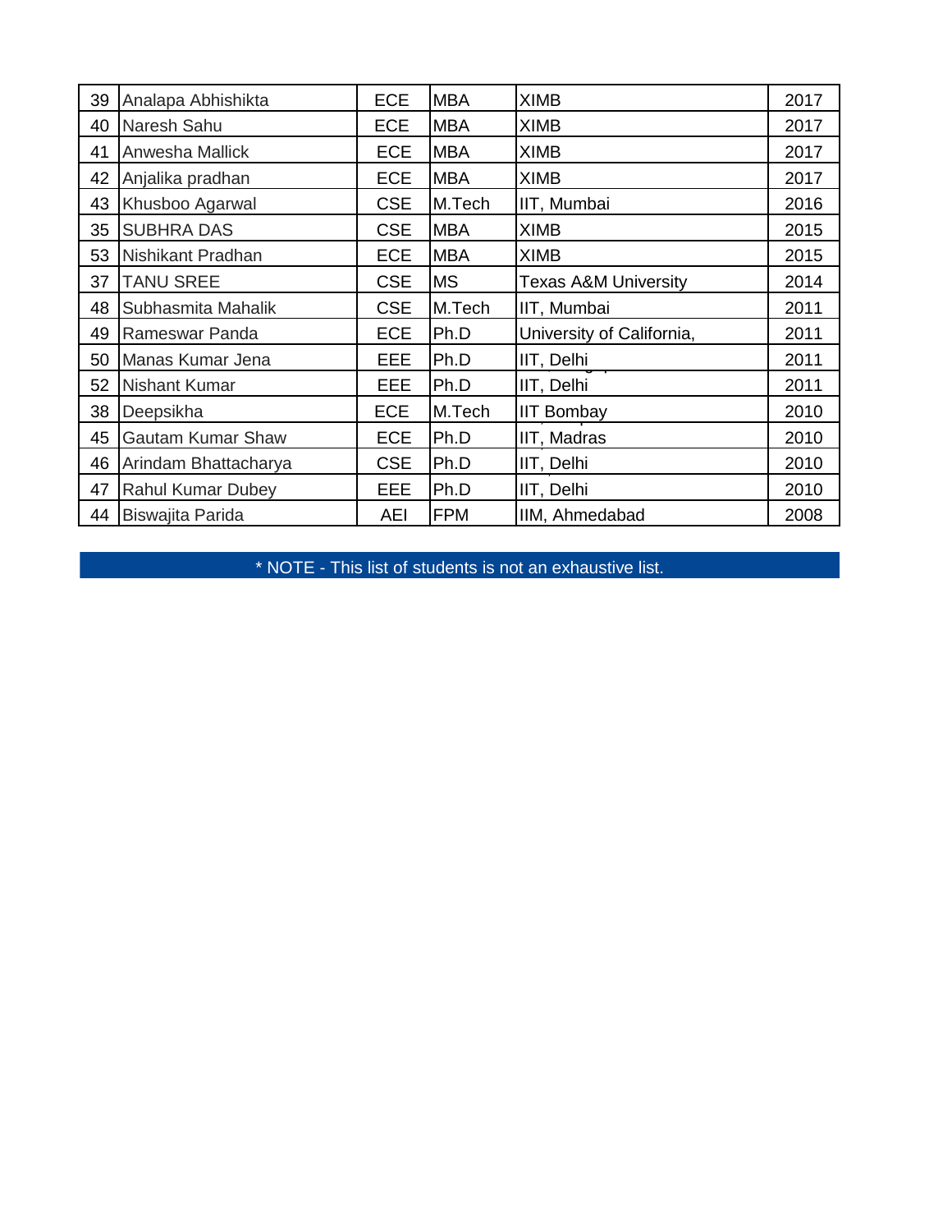| | | | | | |
|---|---|---|---|---|---|
| 39 | Analapa Abhishikta | ECE | MBA | XIMB | 2017 |
| 40 | Naresh Sahu | ECE | MBA | XIMB | 2017 |
| 41 | Anwesha Mallick | ECE | MBA | XIMB | 2017 |
| 42 | Anjalika pradhan | ECE | MBA | XIMB | 2017 |
| 43 | Khusboo Agarwal | CSE | M.Tech | IIT, Mumbai | 2016 |
| 35 | SUBHRA DAS | CSE | MBA | XIMB | 2015 |
| 53 | Nishikant Pradhan | ECE | MBA | XIMB | 2015 |
| 37 | TANU SREE | CSE | MS | Texas A&M University | 2014 |
| 48 | Subhasmita Mahalik | CSE | M.Tech | IIT, Mumbai | 2011 |
| 49 | Rameswar Panda | ECE | Ph.D | University of California, | 2011 |
| 50 | Manas Kumar Jena | EEE | Ph.D | IIT, Delhi | 2011 |
| 52 | Nishant Kumar | EEE | Ph.D | IIT, Delhi | 2011 |
| 38 | Deepsikha | ECE | M.Tech | IIT Bombay | 2010 |
| 45 | Gautam Kumar Shaw | ECE | Ph.D | IIT, Madras | 2010 |
| 46 | Arindam Bhattacharya | CSE | Ph.D | IIT, Delhi | 2010 |
| 47 | Rahul Kumar Dubey | EEE | Ph.D | IIT, Delhi | 2010 |
| 44 | Biswajita Parida | AEI | FPM | IIM, Ahmedabad | 2008 |

* NOTE - This list of students is not an exhaustive list.